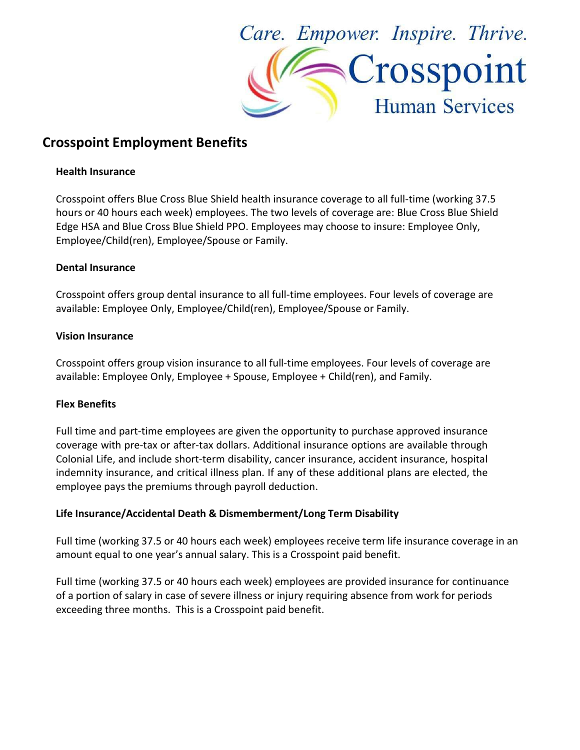Care. Empower. Inspire. Thrive.

Crosspoint Human Services

# Crosspoint Employment Benefits

### Health Insurance

Crosspoint offers Blue Cross Blue Shield health insurance coverage to all full-time (working 37.5 hours or 40 hours each week) employees. The two levels of coverage are: Blue Cross Blue Shield Edge HSA and Blue Cross Blue Shield PPO. Employees may choose to insure: Employee Only, Employee/Child(ren), Employee/Spouse or Family.

### Dental Insurance

Crosspoint offers group dental insurance to all full-time employees. Four levels of coverage are available: Employee Only, Employee/Child(ren), Employee/Spouse or Family.

### Vision Insurance

Crosspoint offers group vision insurance to all full-time employees. Four levels of coverage are available: Employee Only, Employee + Spouse, Employee + Child(ren), and Family.

### Flex Benefits

Full time and part-time employees are given the opportunity to purchase approved insurance coverage with pre-tax or after-tax dollars. Additional insurance options are available through Colonial Life, and include short-term disability, cancer insurance, accident insurance, hospital indemnity insurance, and critical illness plan. If any of these additional plans are elected, the employee pays the premiums through payroll deduction.

### Life Insurance/Accidental Death & Dismemberment/Long Term Disability

Full time (working 37.5 or 40 hours each week) employees receive term life insurance coverage in an amount equal to one year's annual salary. This is a Crosspoint paid benefit.

Full time (working 37.5 or 40 hours each week) employees are provided insurance for continuance of a portion of salary in case of severe illness or injury requiring absence from work for periods exceeding three months. This is a Crosspoint paid benefit.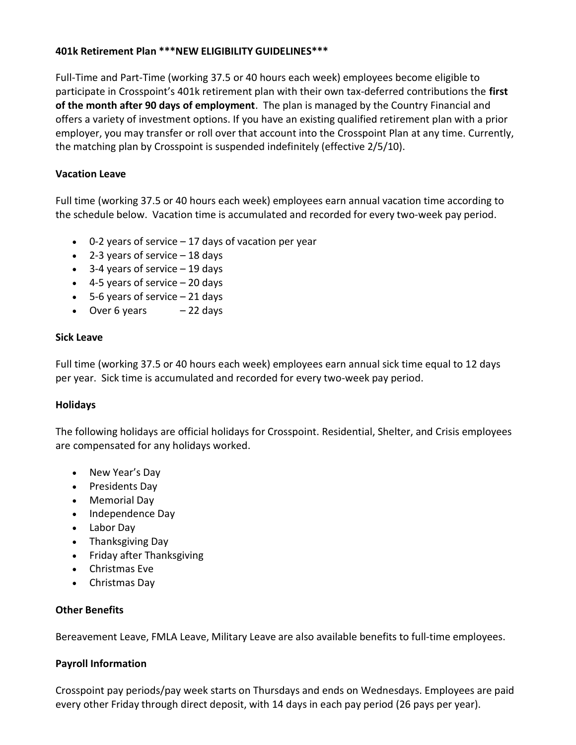**401k Retirement Plan *NEW ELIGIBILITY GUIDELINES***

Full-Time and Part-Time (working 37.5 or 40 hours each week) employees become eligible to participate in Crosspoint's 401k retirement plan with their own tax-deferred contributions the **first of the month after 90 days of employment**. The plan is managed by the Country Financial and offers a variety of investment options. If you have an existing qualified retirement plan with a prior employer, you may transfer or roll over that account into the Crosspoint Plan at any time. Currently, the matching plan by Crosspoint is suspended indefinitely (effective 2/5/10).

**Vacation Leave**

Full time (working 37.5 or 40 hours each week) employees earn annual vacation time according to the schedule below. Vacation time is accumulated and recorded for every two-week pay period.

- 0-2 years of service – 17 days of vacation per year
- 2-3 years of service – 18 days
- 3-4 years of service – 19 days
- 4-5 years of service – 20 days
- 5-6 years of service – 21 days
- Over 6 years – 22 days

**Sick Leave**

Full time (working 37.5 or 40 hours each week) employees earn annual sick time equal to 12 days per year. Sick time is accumulated and recorded for every two-week pay period.

**Holidays**

The following holidays are official holidays for Crosspoint. Residential, Shelter, and Crisis employees are compensated for any holidays worked.

- New Year's Day
- Presidents Day
- Memorial Day
- Independence Day
- Labor Day
- Thanksgiving Day
- Friday after Thanksgiving
- Christmas Eve
- Christmas Day

**Other Benefits**

Bereavement Leave, FMLA Leave, Military Leave are also available benefits to full-time employees.

**Payroll Information**

Crosspoint pay periods/pay week starts on Thursdays and ends on Wednesdays. Employees are paid every other Friday through direct deposit, with 14 days in each pay period (26 pays per year).